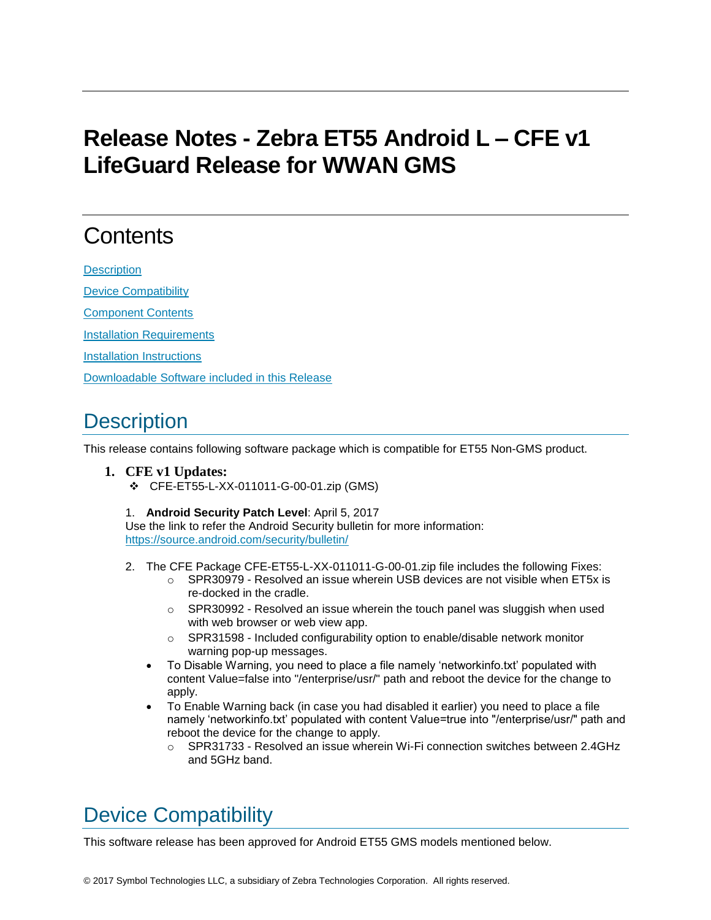# Release Notes - Zebra ET55 Android L – CFE v1 LifeGuard Release for WWAN GMS

## Contents

[Description](#description)

[Device Compatibility](#device-compatibility)

[Component Contents](#component-contents)

[Installation Requirements](#installation-requirements)

[Installation Instructions](#installation-instructions)

[Downloadable Software included in this Release](#downloadable-software-included-in-this-release)

## Description

This release contains following software package which is compatible for ET55 Non-GMS product.

1. **CFE v1 Updates:**
   - ❖ CFE-ET55-L-XX-011011-G-00-01.zip (GMS)

   1. **Android Security Patch Level**: April 5, 2017
   Use the link to refer the Android Security bulletin for more information: [https://source.android.com/security/bulletin/](https://source.android.com/security/bulletin/)

   2. The CFE Package CFE-ET55-L-XX-011011-G-00-01.zip file includes the following Fixes:
      - SPR30979 - Resolved an issue wherein USB devices are not visible when ET5x is re-docked in the cradle.
      - SPR30992 - Resolved an issue wherein the touch panel was sluggish when used with web browser or web view app.
      - SPR31598 - Included configurability option to enable/disable network monitor warning pop-up messages.
   - To Disable Warning, you need to place a file namely 'networkinfo.txt' populated with content Value=false into "/enterprise/usr/" path and reboot the device for the change to apply.
   - To Enable Warning back (in case you had disabled it earlier) you need to place a file namely 'networkinfo.txt' populated with content Value=true into "/enterprise/usr/" path and reboot the device for the change to apply.
      - SPR31733 - Resolved an issue wherein Wi-Fi connection switches between 2.4GHz and 5GHz band.

## Device Compatibility

This software release has been approved for Android ET55 GMS models mentioned below.

© 2017 Symbol Technologies LLC, a subsidiary of Zebra Technologies Corporation. All rights reserved.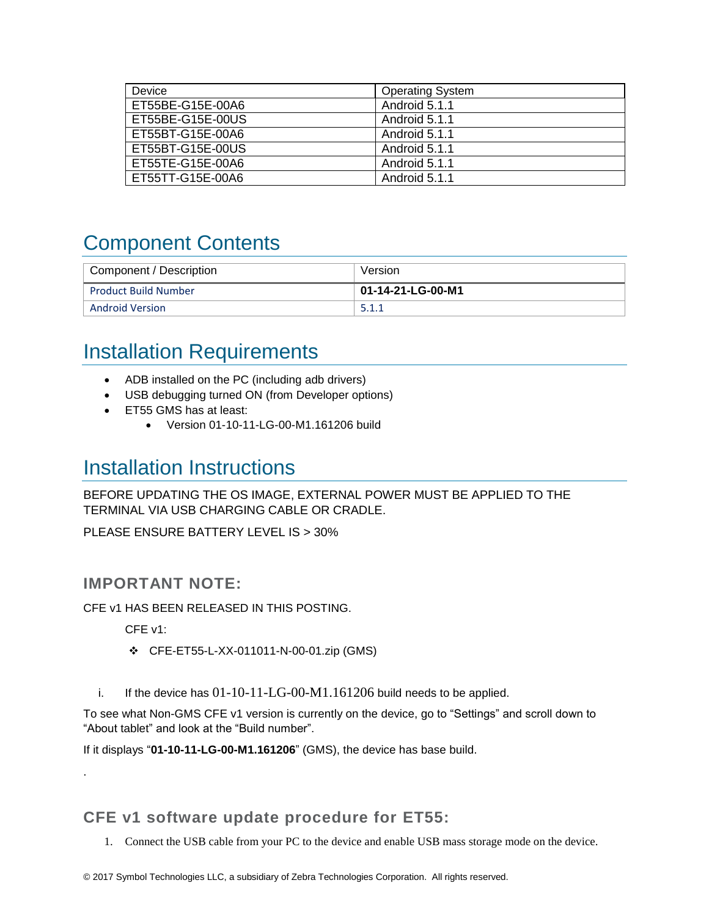| Device | Operating System |
| --- | --- |
| ET55BE-G15E-00A6 | Android 5.1.1 |
| ET55BE-G15E-00US | Android 5.1.1 |
| ET55BT-G15E-00A6 | Android 5.1.1 |
| ET55BT-G15E-00US | Android 5.1.1 |
| ET55TE-G15E-00A6 | Android 5.1.1 |
| ET55TT-G15E-00A6 | Android 5.1.1 |

## Component Contents

| Component / Description | Version |
| --- | --- |
| Product Build Number | **01-14-21-LG-00-M1** |
| Android Version | 5.1.1 |

## Installation Requirements

- ADB installed on the PC (including adb drivers)
- USB debugging turned ON (from Developer options)
- ET55 GMS has at least:
  - Version 01-10-11-LG-00-M1.161206 build

## Installation Instructions

BEFORE UPDATING THE OS IMAGE, EXTERNAL POWER MUST BE APPLIED TO THE TERMINAL VIA USB CHARGING CABLE OR CRADLE.

PLEASE ENSURE BATTERY LEVEL IS > 30%

### IMPORTANT NOTE:

CFE v1 HAS BEEN RELEASED IN THIS POSTING.

CFE v1:

- CFE-ET55-L-XX-011011-N-00-01.zip (GMS)

i. If the device has 01-10-11-LG-00-M1.161206 build needs to be applied.

To see what Non-GMS CFE v1 version is currently on the device, go to “Settings” and scroll down to “About tablet” and look at the “Build number”.

If it displays “**01-10-11-LG-00-M1.161206**” (GMS), the device has base build.

.

### CFE v1 software update procedure for ET55:

1. Connect the USB cable from your PC to the device and enable USB mass storage mode on the device.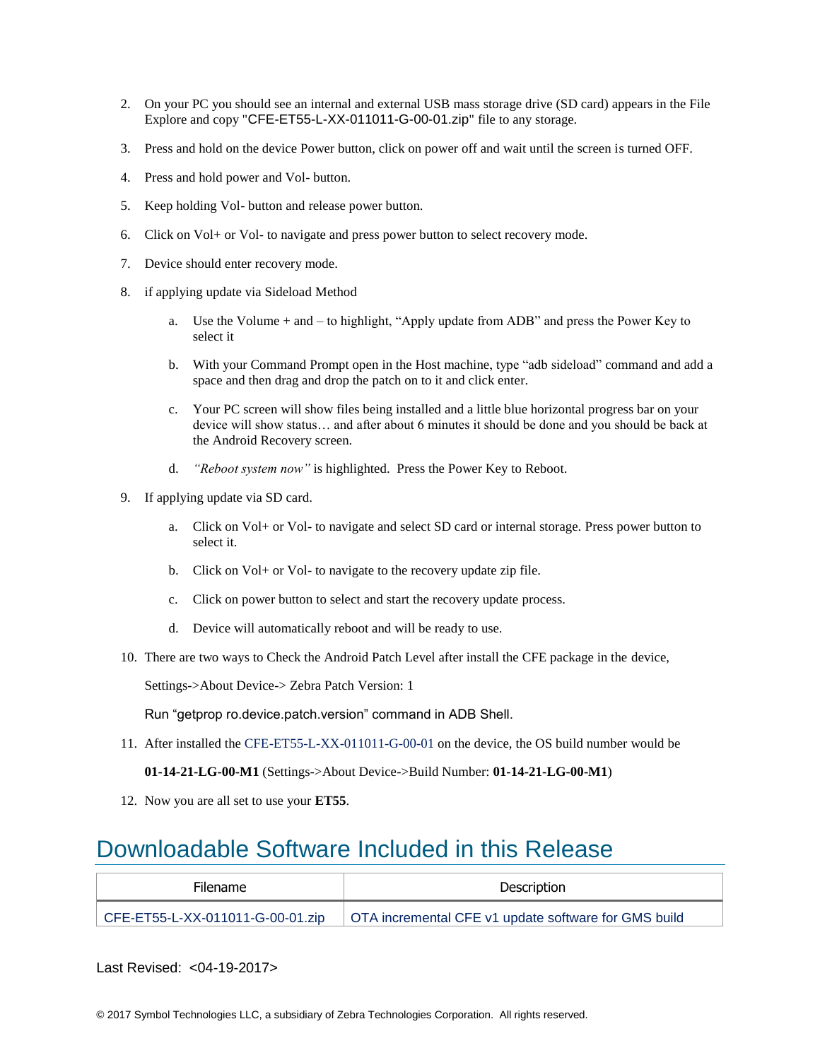2. On your PC you should see an internal and external USB mass storage drive (SD card) appears in the File Explore and copy "CFE-ET55-L-XX-011011-G-00-01.zip" file to any storage.

3. Press and hold on the device Power button, click on power off and wait until the screen is turned OFF.

4. Press and hold power and Vol- button.

5. Keep holding Vol- button and release power button.

6. Click on Vol+ or Vol- to navigate and press power button to select recovery mode.

7. Device should enter recovery mode.

8. if applying update via Sideload Method

   a. Use the Volume + and – to highlight, “Apply update from ADB” and press the Power Key to select it

   b. With your Command Prompt open in the Host machine, type “adb sideload” command and add a space and then drag and drop the patch on to it and click enter.

   c. Your PC screen will show files being installed and a little blue horizontal progress bar on your device will show status… and after about 6 minutes it should be done and you should be back at the Android Recovery screen.

   d. *“Reboot system now”* is highlighted. Press the Power Key to Reboot.

9. If applying update via SD card.

   a. Click on Vol+ or Vol- to navigate and select SD card or internal storage. Press power button to select it.

   b. Click on Vol+ or Vol- to navigate to the recovery update zip file.

   c. Click on power button to select and start the recovery update process.

   d. Device will automatically reboot and will be ready to use.

10. There are two ways to Check the Android Patch Level after install the CFE package in the device,

    Settings->About Device-> Zebra Patch Version: 1

    Run “getprop ro.device.patch.version” command in ADB Shell.

11. After installed the CFE-ET55-L-XX-011011-G-00-01 on the device, the OS build number would be

    **01-14-21-LG-00-M1** (Settings->About Device->Build Number: **01-14-21-LG-00-M1**)

12. Now you are all set to use your **ET55**.

# Downloadable Software Included in this Release

| Filename | Description |
|---|---|
| CFE-ET55-L-XX-011011-G-00-01.zip | OTA incremental CFE v1 update software for GMS build |

Last Revised: <04-19-2017>

© 2017 Symbol Technologies LLC, a subsidiary of Zebra Technologies Corporation. All rights reserved.